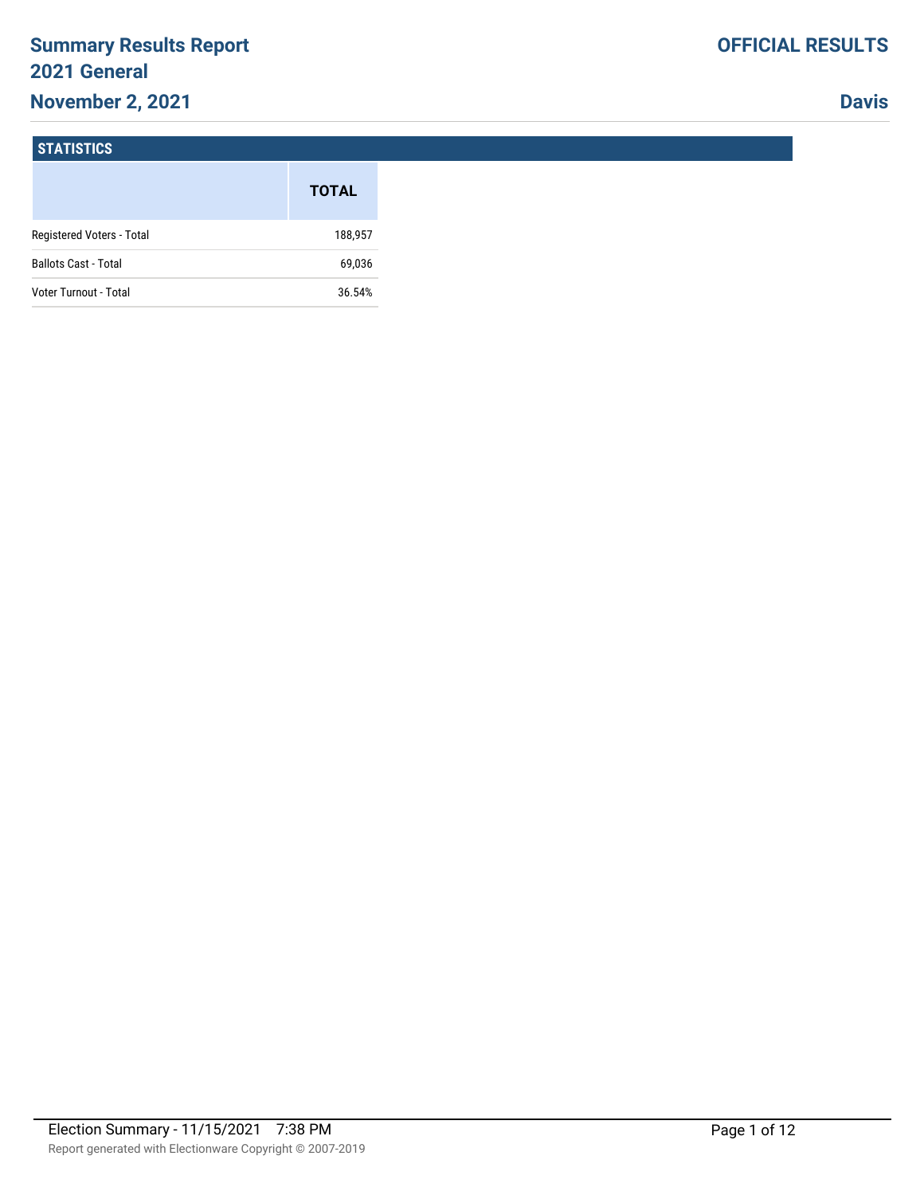# Summary Results Report
## 2021 General
## November 2, 2021

**OFFICIAL RESULTS**

**Davis**

### STATISTICS

| | TOTAL |
|---|---|
| Registered Voters - Total | 188,957 |
| Ballots Cast - Total | 69,036 |
| Voter Turnout - Total | 36.54% |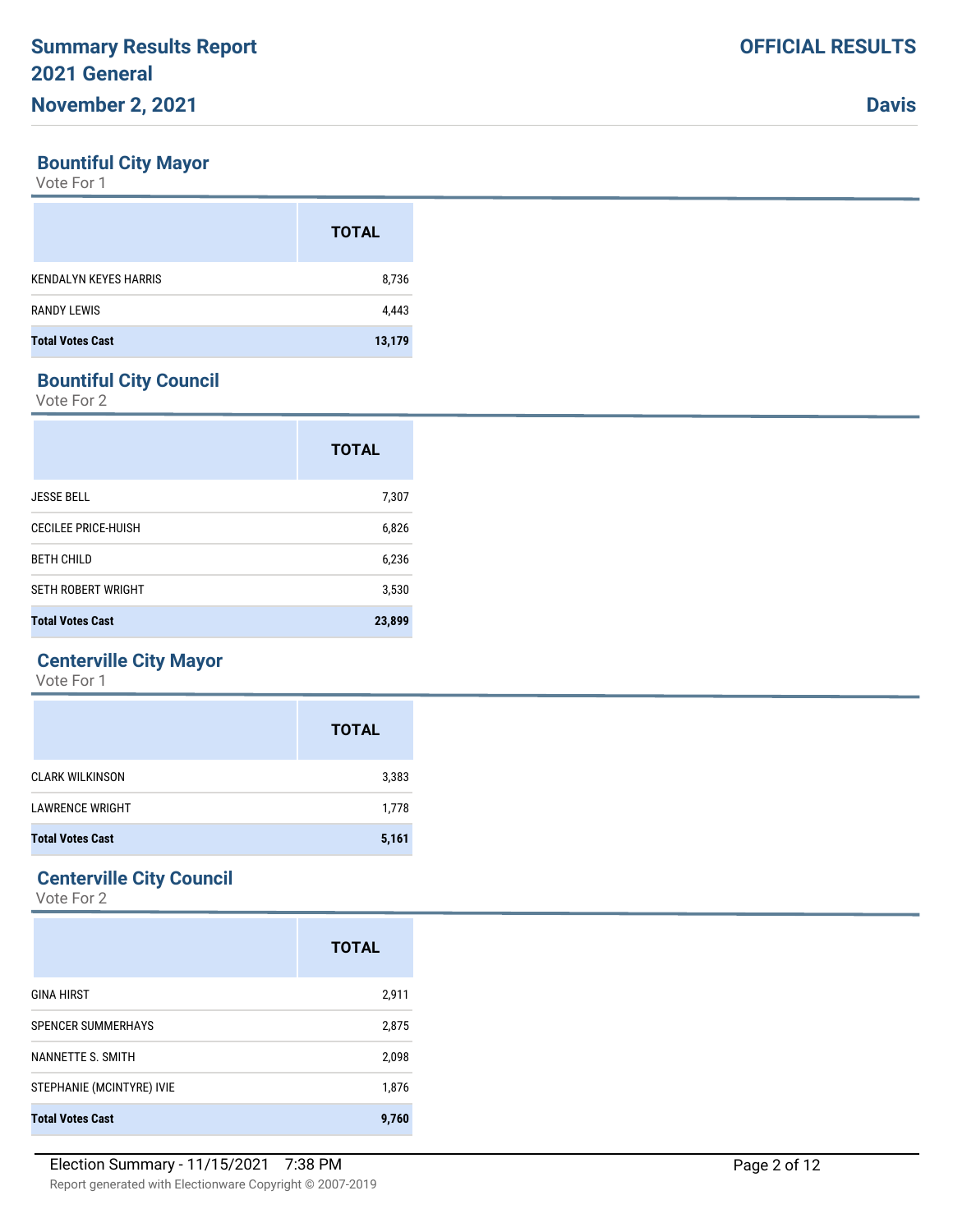## Bountiful City Mayor

Vote For 1

| | TOTAL |
|---|---|
| KENDALYN KEYES HARRIS | 8,736 |
| RANDY LEWIS | 4,443 |
| **Total Votes Cast** | **13,179** |

## Bountiful City Council

Vote For 2

| | TOTAL |
|---|---|
| JESSE BELL | 7,307 |
| CECILEE PRICE-HUISH | 6,826 |
| BETH CHILD | 6,236 |
| SETH ROBERT WRIGHT | 3,530 |
| **Total Votes Cast** | **23,899** |

## Centerville City Mayor

Vote For 1

| | TOTAL |
|---|---|
| CLARK WILKINSON | 3,383 |
| LAWRENCE WRIGHT | 1,778 |
| **Total Votes Cast** | **5,161** |

## Centerville City Council

Vote For 2

| | TOTAL |
|---|---|
| GINA HIRST | 2,911 |
| SPENCER SUMMERHAYS | 2,875 |
| NANNETTE S. SMITH | 2,098 |
| STEPHANIE (MCINTYRE) IVIE | 1,876 |
| **Total Votes Cast** | **9,760** |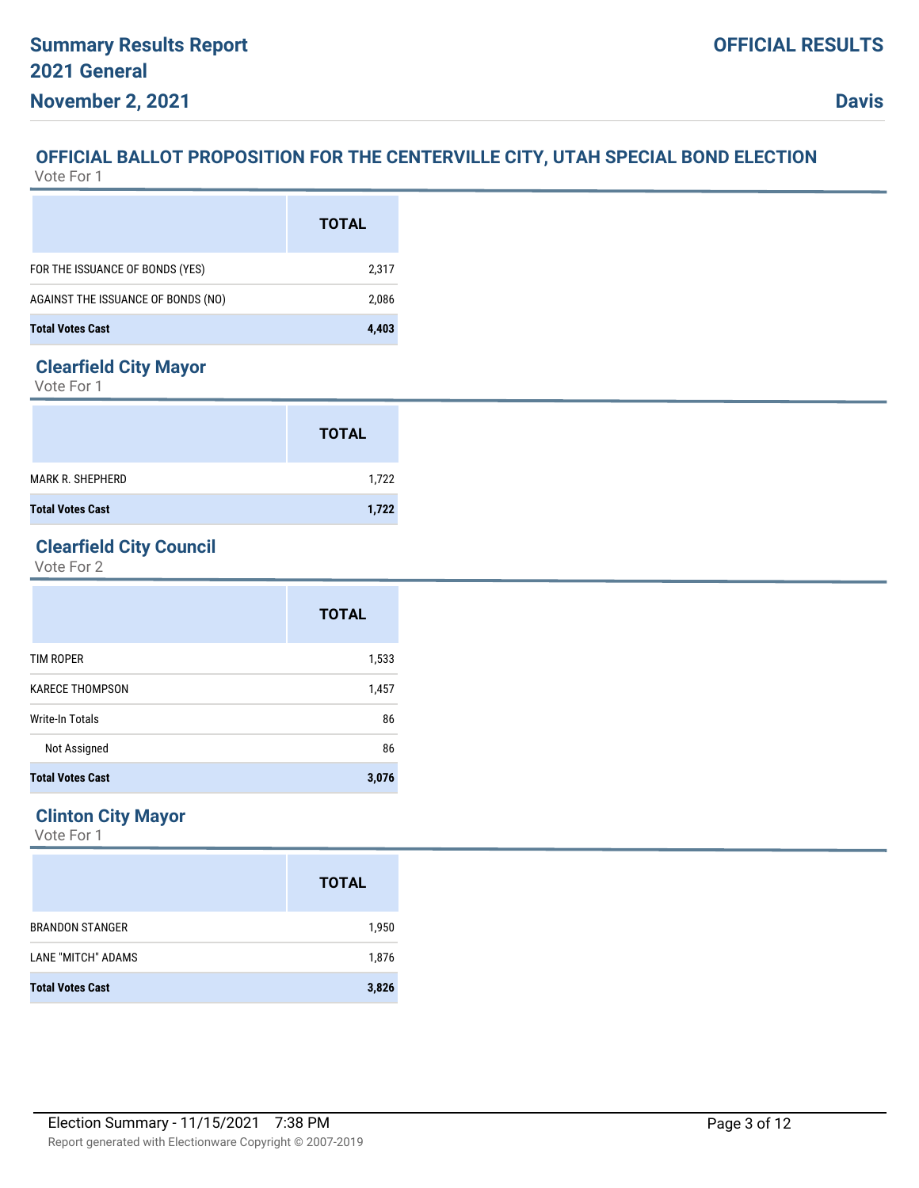## OFFICIAL BALLOT PROPOSITION FOR THE CENTERVILLE CITY, UTAH SPECIAL BOND ELECTION

Vote For 1

| | TOTAL |
|---|---|
| FOR THE ISSUANCE OF BONDS (YES) | 2,317 |
| AGAINST THE ISSUANCE OF BONDS (NO) | 2,086 |
| **Total Votes Cast** | **4,403** |

## Clearfield City Mayor

Vote For 1

| | TOTAL |
|---|---|
| MARK R. SHEPHERD | 1,722 |
| **Total Votes Cast** | **1,722** |

## Clearfield City Council

Vote For 2

| | TOTAL |
|---|---|
| TIM ROPER | 1,533 |
| KARECE THOMPSON | 1,457 |
| Write-In Totals | 86 |
| Not Assigned | 86 |
| **Total Votes Cast** | **3,076** |

## Clinton City Mayor

Vote For 1

| | TOTAL |
|---|---|
| BRANDON STANGER | 1,950 |
| LANE "MITCH" ADAMS | 1,876 |
| **Total Votes Cast** | **3,826** |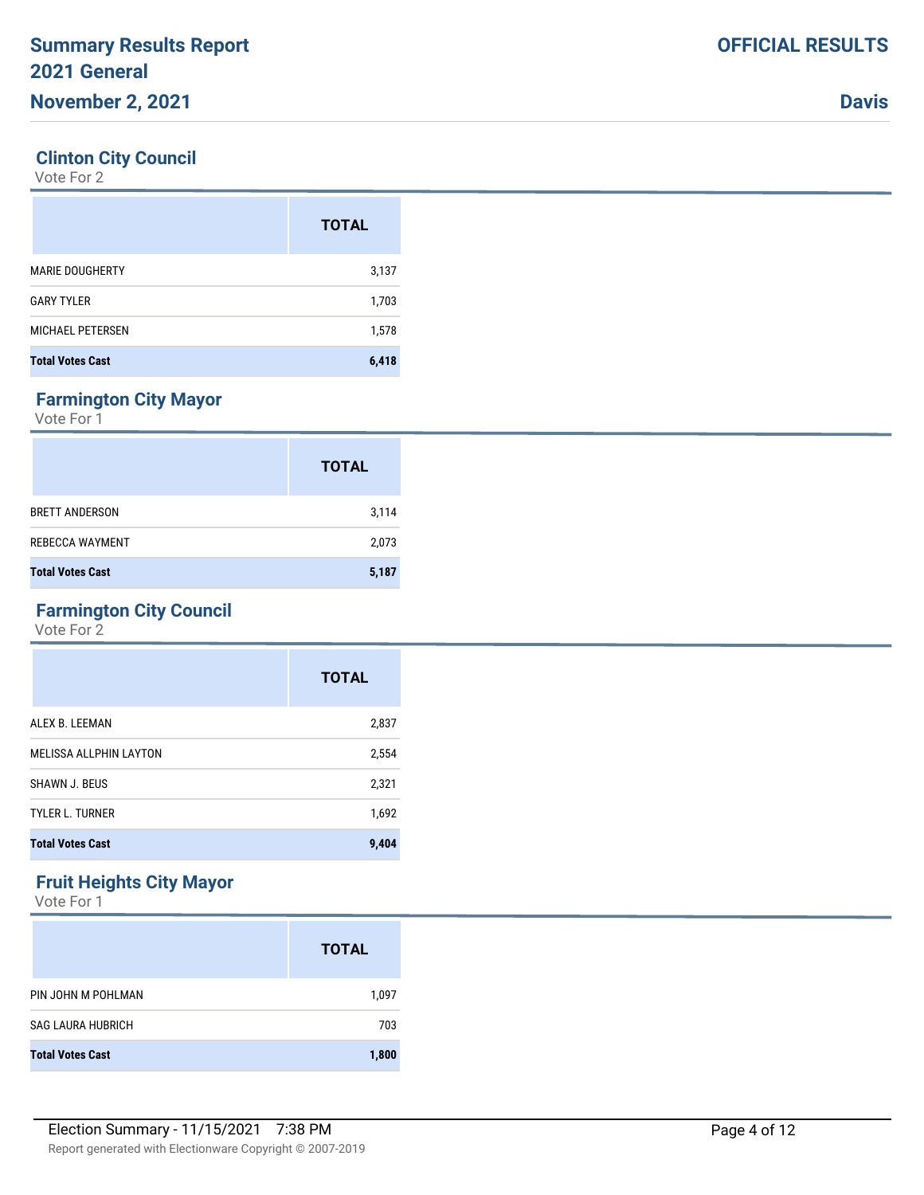## Clinton City Council

Vote For 2

| | TOTAL |
|---|---|
| MARIE DOUGHERTY | 3,137 |
| GARY TYLER | 1,703 |
| MICHAEL PETERSEN | 1,578 |
| **Total Votes Cast** | **6,418** |

## Farmington City Mayor

Vote For 1

| | TOTAL |
|---|---|
| BRETT ANDERSON | 3,114 |
| REBECCA WAYMENT | 2,073 |
| **Total Votes Cast** | **5,187** |

## Farmington City Council

Vote For 2

| | TOTAL |
|---|---|
| ALEX B. LEEMAN | 2,837 |
| MELISSA ALLPHIN LAYTON | 2,554 |
| SHAWN J. BEUS | 2,321 |
| TYLER L. TURNER | 1,692 |
| **Total Votes Cast** | **9,404** |

## Fruit Heights City Mayor

Vote For 1

| | TOTAL |
|---|---|
| PIN JOHN M POHLMAN | 1,097 |
| SAG LAURA HUBRICH | 703 |
| **Total Votes Cast** | **1,800** |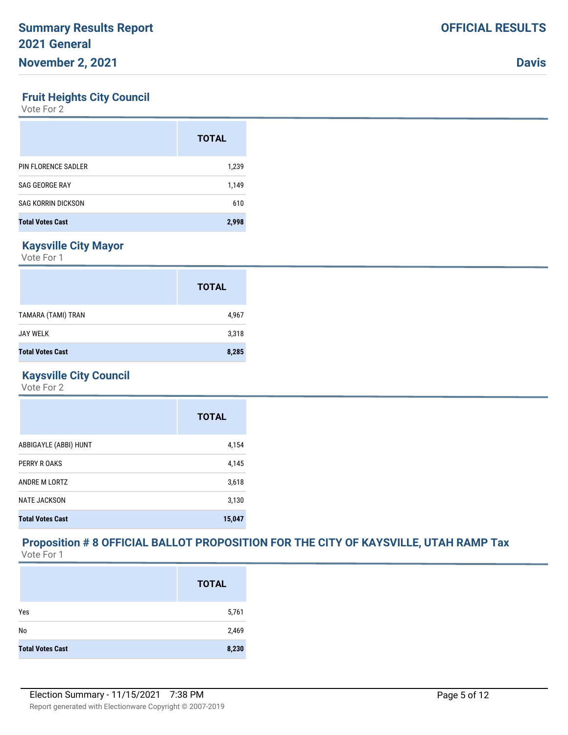## Fruit Heights City Council

Vote For 2

| | TOTAL |
|---|---|
| PIN FLORENCE SADLER | 1,239 |
| SAG GEORGE RAY | 1,149 |
| SAG KORRIN DICKSON | 610 |
| **Total Votes Cast** | **2,998** |

## Kaysville City Mayor

Vote For 1

| | TOTAL |
|---|---|
| TAMARA (TAMI) TRAN | 4,967 |
| JAY WELK | 3,318 |
| **Total Votes Cast** | **8,285** |

## Kaysville City Council

Vote For 2

| | TOTAL |
|---|---|
| ABBIGAYLE (ABBI) HUNT | 4,154 |
| PERRY R OAKS | 4,145 |
| ANDRE M LORTZ | 3,618 |
| NATE JACKSON | 3,130 |
| **Total Votes Cast** | **15,047** |

## Proposition # 8 OFFICIAL BALLOT PROPOSITION FOR THE CITY OF KAYSVILLE, UTAH RAMP Tax

Vote For 1

| | TOTAL |
|---|---|
| Yes | 5,761 |
| No | 2,469 |
| **Total Votes Cast** | **8,230** |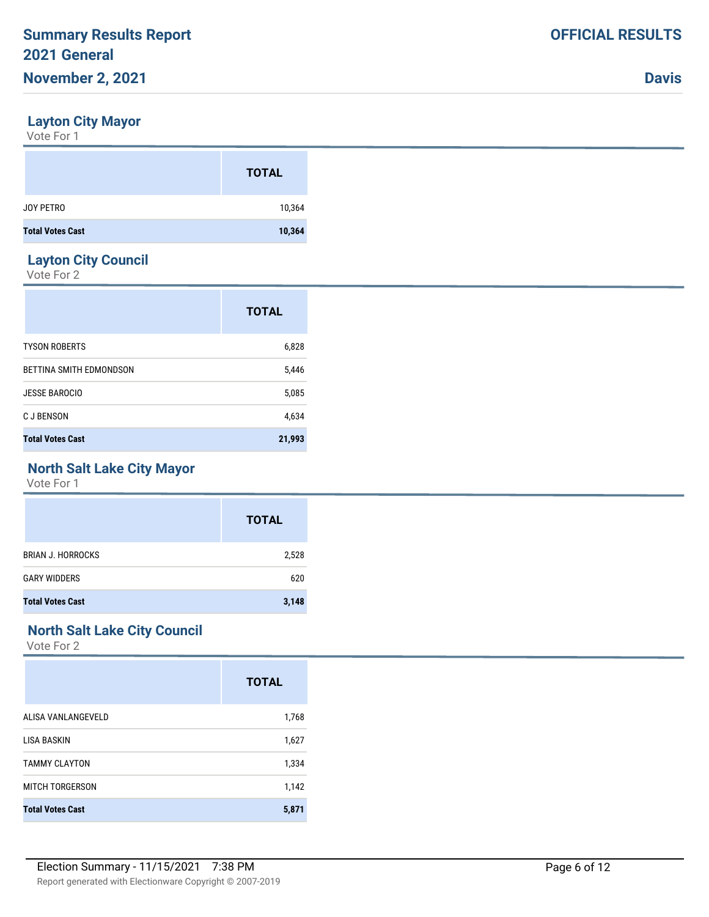# Summary Results Report
## 2021 General
## November 2, 2021

**OFFICIAL RESULTS**

**Davis**

### Layton City Mayor
Vote For 1

| | TOTAL |
|---|---|
| JOY PETRO | 10,364 |
| **Total Votes Cast** | **10,364** |

### Layton City Council
Vote For 2

| | TOTAL |
|---|---|
| TYSON ROBERTS | 6,828 |
| BETTINA SMITH EDMONDSON | 5,446 |
| JESSE BAROCIO | 5,085 |
| C J BENSON | 4,634 |
| **Total Votes Cast** | **21,993** |

### North Salt Lake City Mayor
Vote For 1

| | TOTAL |
|---|---|
| BRIAN J. HORROCKS | 2,528 |
| GARY WIDDERS | 620 |
| **Total Votes Cast** | **3,148** |

### North Salt Lake City Council
Vote For 2

| | TOTAL |
|---|---|
| ALISA VANLANGEVELD | 1,768 |
| LISA BASKIN | 1,627 |
| TAMMY CLAYTON | 1,334 |
| MITCH TORGERSON | 1,142 |
| **Total Votes Cast** | **5,871** |

Election Summary - 11/15/2021 7:38 PM

Report generated with Electionware Copyright © 2007-2019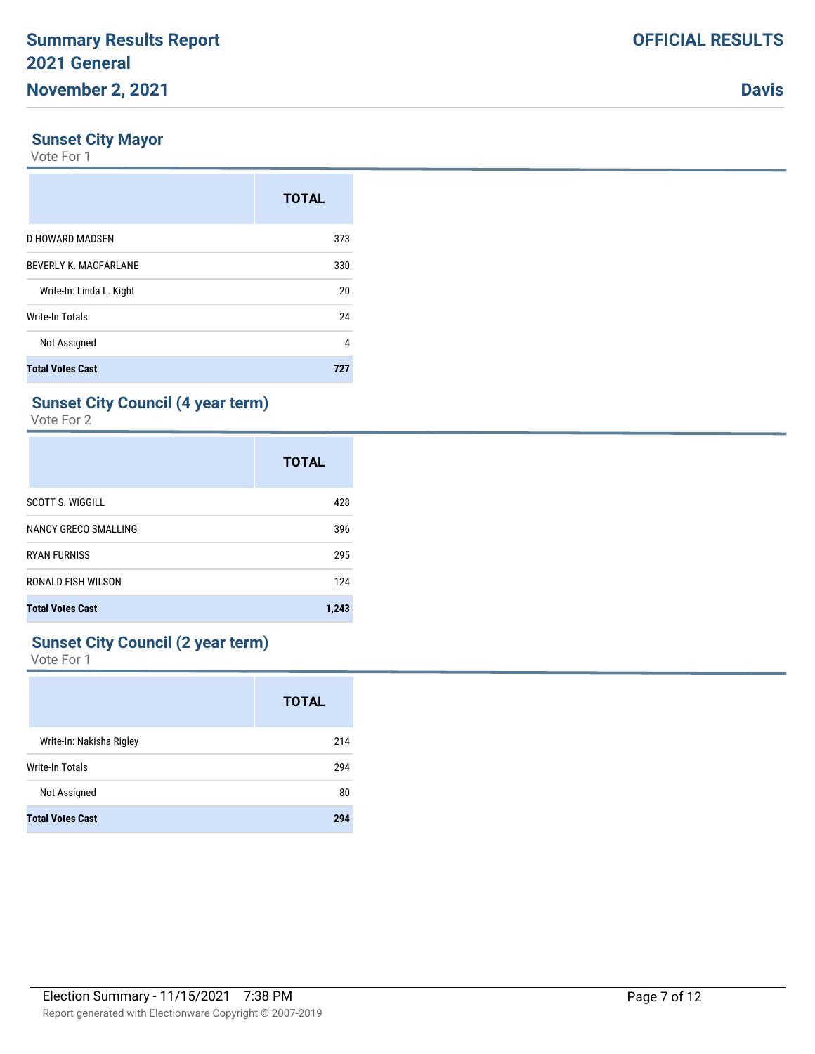# Summary Results Report
# 2021 General
# November 2, 2021

**OFFICIAL RESULTS**

**Davis**

## Sunset City Mayor

Vote For 1

| | TOTAL |
|---|---|
| D HOWARD MADSEN | 373 |
| BEVERLY K. MACFARLANE | 330 |
| Write-In: Linda L. Kight | 20 |
| Write-In Totals | 24 |
| Not Assigned | 4 |
| **Total Votes Cast** | **727** |

## Sunset City Council (4 year term)

Vote For 2

| | TOTAL |
|---|---|
| SCOTT S. WIGGILL | 428 |
| NANCY GRECO SMALLING | 396 |
| RYAN FURNISS | 295 |
| RONALD FISH WILSON | 124 |
| **Total Votes Cast** | **1,243** |

## Sunset City Council (2 year term)

Vote For 1

| | TOTAL |
|---|---|
| Write-In: Nakisha Rigley | 214 |
| Write-In Totals | 294 |
| Not Assigned | 80 |
| **Total Votes Cast** | **294** |

Election Summary - 11/15/2021 7:38 PM

Report generated with Electionware Copyright © 2007-2019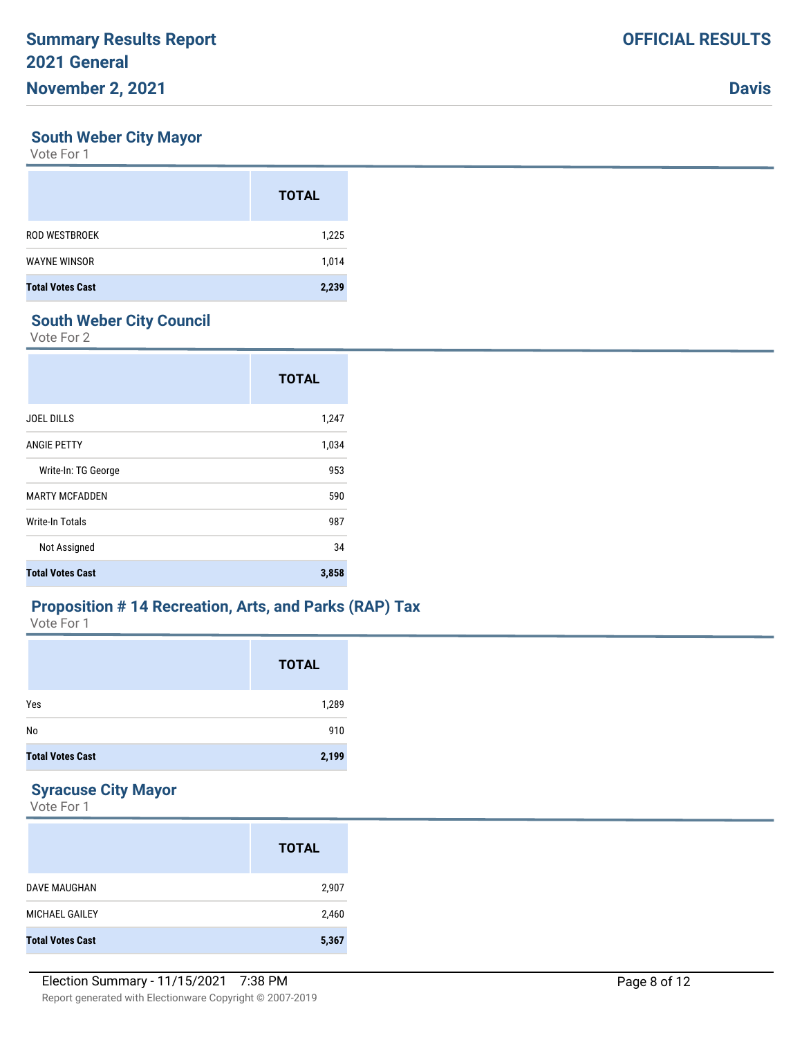# Summary Results Report
# 2021 General
# November 2, 2021

**OFFICIAL RESULTS**

**Davis**

## South Weber City Mayor

Vote For 1

| | TOTAL |
|---|---|
| ROD WESTBROEK | 1,225 |
| WAYNE WINSOR | 1,014 |
| **Total Votes Cast** | **2,239** |

## South Weber City Council

Vote For 2

| | TOTAL |
|---|---|
| JOEL DILLS | 1,247 |
| ANGIE PETTY | 1,034 |
| Write-In: TG George | 953 |
| MARTY MCFADDEN | 590 |
| Write-In Totals | 987 |
| Not Assigned | 34 |
| **Total Votes Cast** | **3,858** |

## Proposition # 14 Recreation, Arts, and Parks (RAP) Tax

Vote For 1

| | TOTAL |
|---|---|
| Yes | 1,289 |
| No | 910 |
| **Total Votes Cast** | **2,199** |

## Syracuse City Mayor

Vote For 1

| | TOTAL |
|---|---|
| DAVE MAUGHAN | 2,907 |
| MICHAEL GAILEY | 2,460 |
| **Total Votes Cast** | **5,367** |

Election Summary - 11/15/2021 7:38 PM

Report generated with Electionware Copyright © 2007-2019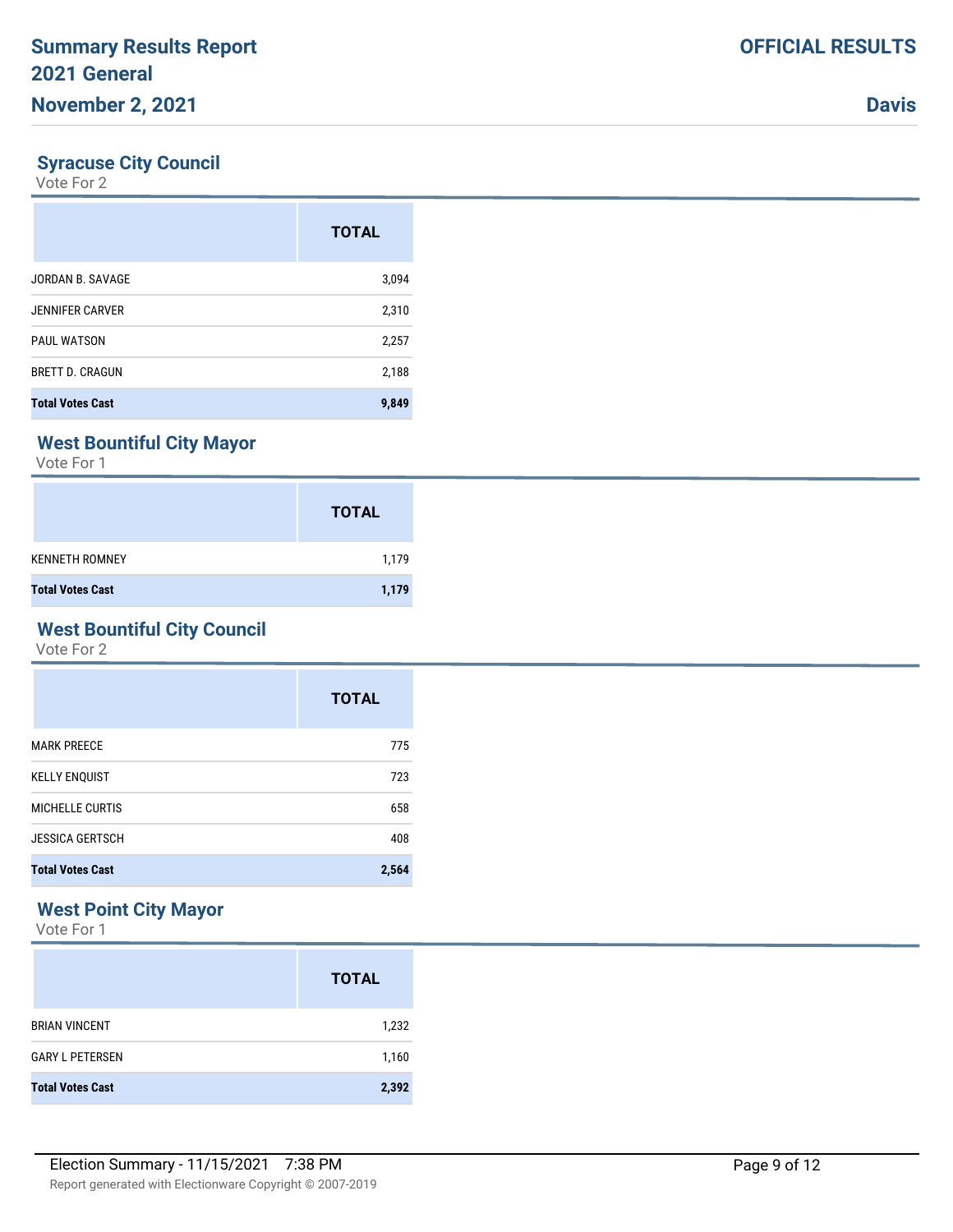## Syracuse City Council

Vote For 2

| | TOTAL |
|---|---|
| JORDAN B. SAVAGE | 3,094 |
| JENNIFER CARVER | 2,310 |
| PAUL WATSON | 2,257 |
| BRETT D. CRAGUN | 2,188 |
| **Total Votes Cast** | **9,849** |

## West Bountiful City Mayor

Vote For 1

| | TOTAL |
|---|---|
| KENNETH ROMNEY | 1,179 |
| **Total Votes Cast** | **1,179** |

## West Bountiful City Council

Vote For 2

| | TOTAL |
|---|---|
| MARK PREECE | 775 |
| KELLY ENQUIST | 723 |
| MICHELLE CURTIS | 658 |
| JESSICA GERTSCH | 408 |
| **Total Votes Cast** | **2,564** |

## West Point City Mayor

Vote For 1

| | TOTAL |
|---|---|
| BRIAN VINCENT | 1,232 |
| GARY L PETERSEN | 1,160 |
| **Total Votes Cast** | **2,392** |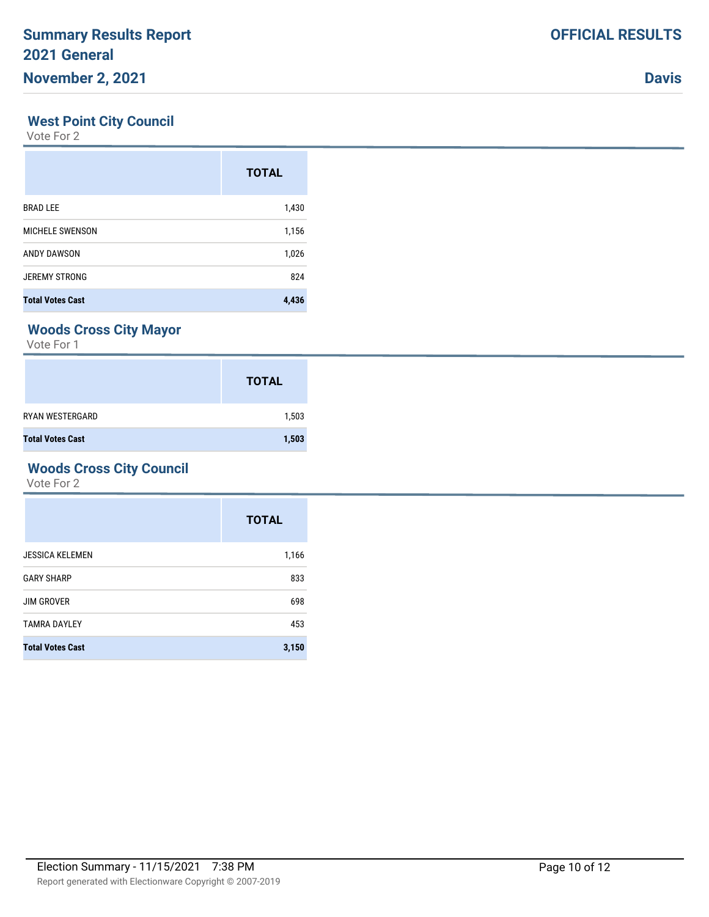## West Point City Council

Vote For 2

| | TOTAL |
|---|---|
| BRAD LEE | 1,430 |
| MICHELE SWENSON | 1,156 |
| ANDY DAWSON | 1,026 |
| JEREMY STRONG | 824 |
| **Total Votes Cast** | **4,436** |

## Woods Cross City Mayor

Vote For 1

| | TOTAL |
|---|---|
| RYAN WESTERGARD | 1,503 |
| **Total Votes Cast** | **1,503** |

## Woods Cross City Council

Vote For 2

| | TOTAL |
|---|---|
| JESSICA KELEMEN | 1,166 |
| GARY SHARP | 833 |
| JIM GROVER | 698 |
| TAMRA DAYLEY | 453 |
| **Total Votes Cast** | **3,150** |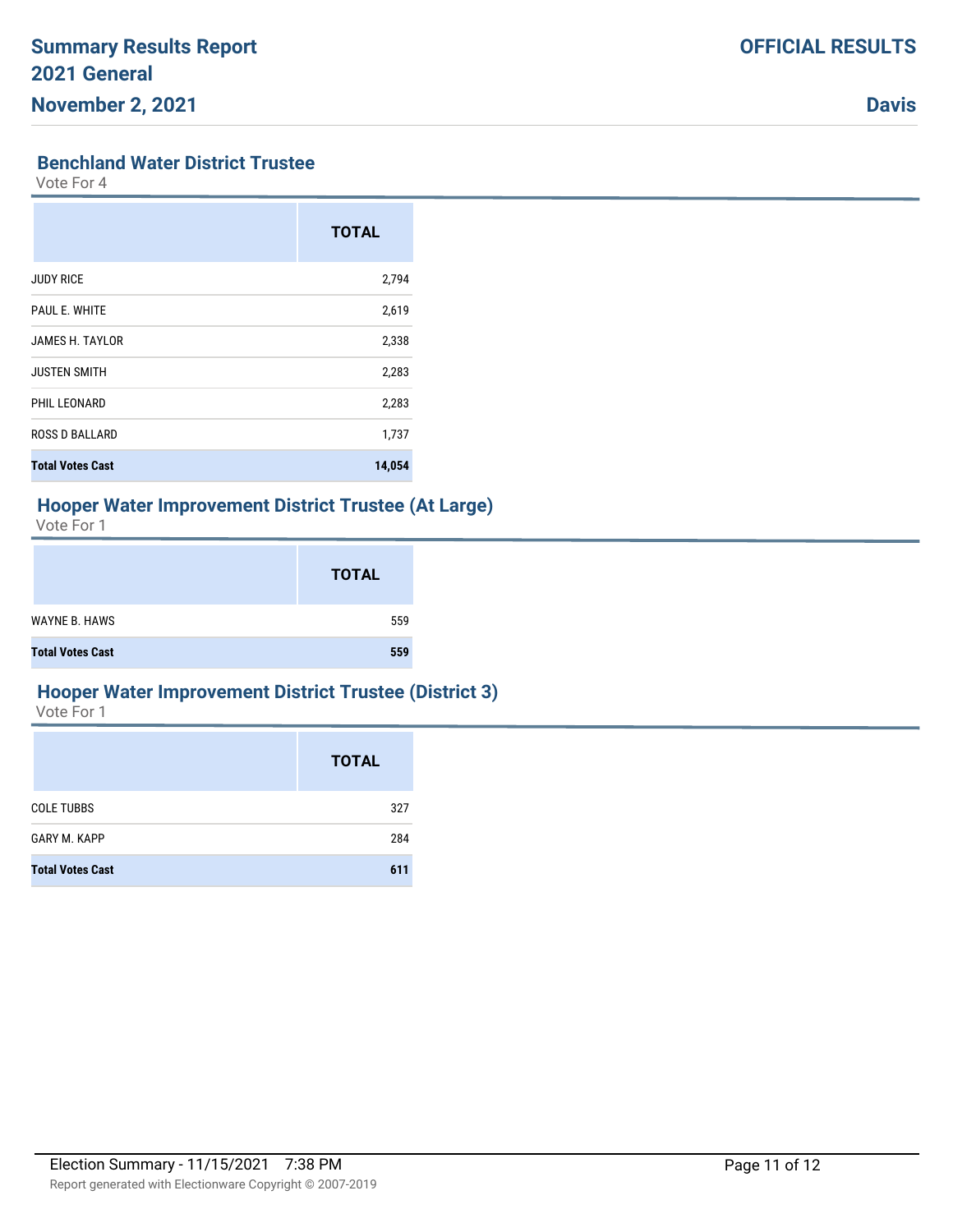## Benchland Water District Trustee

Vote For 4

| | TOTAL |
|---|---|
| JUDY RICE | 2,794 |
| PAUL E. WHITE | 2,619 |
| JAMES H. TAYLOR | 2,338 |
| JUSTEN SMITH | 2,283 |
| PHIL LEONARD | 2,283 |
| ROSS D BALLARD | 1,737 |
| **Total Votes Cast** | **14,054** |

## Hooper Water Improvement District Trustee (At Large)

Vote For 1

| | TOTAL |
|---|---|
| WAYNE B. HAWS | 559 |
| **Total Votes Cast** | **559** |

## Hooper Water Improvement District Trustee (District 3)

Vote For 1

| | TOTAL |
|---|---|
| COLE TUBBS | 327 |
| GARY M. KAPP | 284 |
| **Total Votes Cast** | **611** |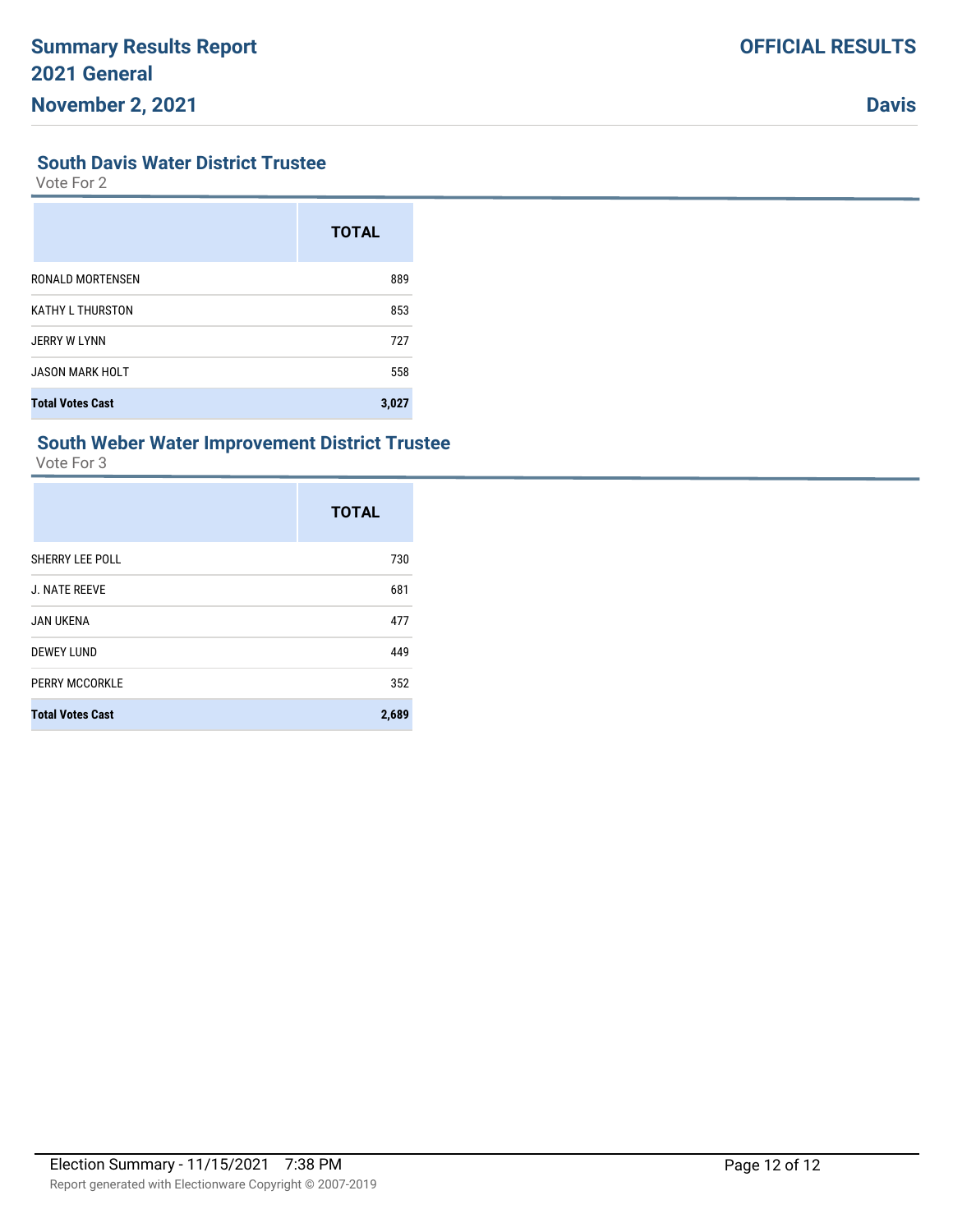## South Davis Water District Trustee

Vote For 2

| | TOTAL |
|---|---|
| RONALD MORTENSEN | 889 |
| KATHY L THURSTON | 853 |
| JERRY W LYNN | 727 |
| JASON MARK HOLT | 558 |
| **Total Votes Cast** | **3,027** |

## South Weber Water Improvement District Trustee

Vote For 3

| | TOTAL |
|---|---|
| SHERRY LEE POLL | 730 |
| J. NATE REEVE | 681 |
| JAN UKENA | 477 |
| DEWEY LUND | 449 |
| PERRY MCCORKLE | 352 |
| **Total Votes Cast** | **2,689** |